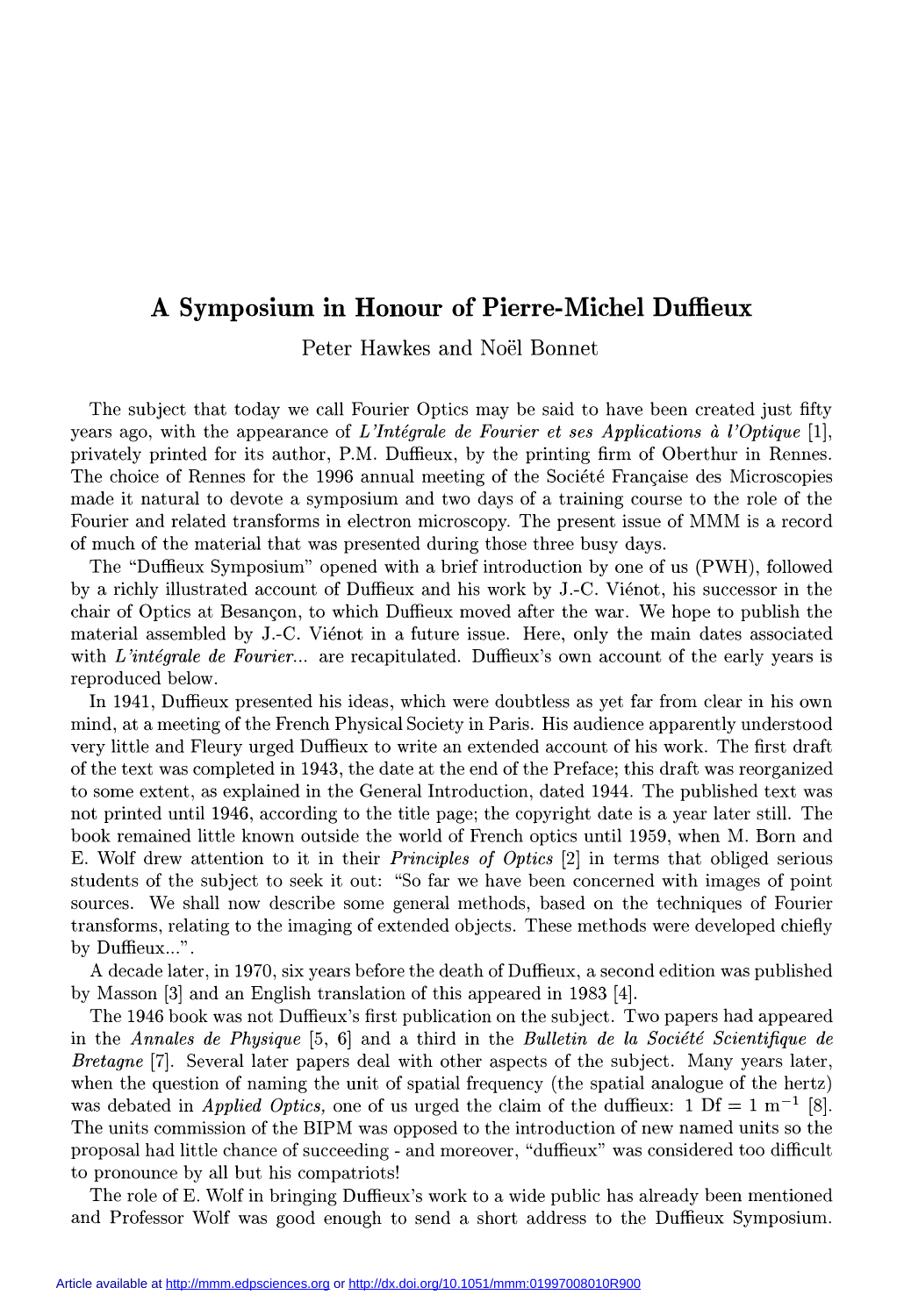# A Symposium in Honour of Pierre-Michel Duffieux

Peter Hawkes and Noël Bonnet

The subject that today we call Fourier Optics may be said to have been created just fifty years ago, with the appearance of *L'Intégrale de Fourier et ses Applications à l'Optique* [1], privately printed for its author, P.M. Duffieux, by the printing firm of Oberthur in Rennes. The choice of Rennes for the 1996 annual meeting of the Société Française des Microscopies made it natural to devote a symposium and two days of a training course to the role of the Fourier and related transforms in electron microscopy. The present issue of MMM is a record of much of the material that was presented during those three busy days.

The "Duffieux Symposium" opened with a brief introduction by one of us (PWH), followed by a richly illustrated account of Duffieux and his work by J.-C. Viénot, his successor in the chair of Optics at Besançon, to which Duffieux moved after the war. We hope to publish the material assembled by J.-C. Viénot in a future issue. Here, only the main dates associated with *L'intégrale de Fourier...* are recapitulated. Duffieux's own account of the early years is reproduced below.

In 1941, Duffieux presented his ideas, which were doubtless as yet far from clear in his own mind, at a meeting of the French Physical Society in Paris. His audience apparently understood very little and Fleury urged Duffieux to write an extended account of his work. The first draft of the text was completed in 1943, the date at the end of the Preface; this draft was reorganized to some extent, as explained in the General Introduction, dated 1944. The published text was not printed until 1946, according to the title page; the copyright date is a year later still. The book remained little known outside the world of French optics until 1959, when M. Born and E. Wolf drew attention to it in their *Principles of Optics* [2] in terms that obliged serious students of the subject to seek it out: "So far we have been concerned with images of point sources. We shall now describe some general methods, based on the techniques of Fourier transforms, relating to the imaging of extended objects. These methods were developed chiefly by Duffieux...".

A decade later, in 1970, six years before the death of Duffieux, a second edition was published by Masson [3] and an English translation of this appeared in 1983 [4].

The 1946 book was not Duffieux's first publication on the subject. Two papers had appeared in the *Annales de Physique* [5, 6] and a third in the *Bulletin de la Société Scientifique de Bretagne* [7]. Several later papers deal with other aspects of the subject. Many years later, when the question of naming the unit of spatial frequency (the spatial analogue of the hertz) was debated in *Applied Optics,* one of us urged the claim of the duffieux: 1 Df = 1 $m^{-1}$ [8]. The units commission of the BIPM was opposed to the introduction of new named units so the proposal had little chance of succeeding - and moreover, "duffieux" was considered too difficult to pronounce by all but his compatriots!

The role of E. Wolf in bringing Duffieux's work to a wide public has already been mentioned and Professor Wolf was good enough to send a short address to the Duffieux Symposium.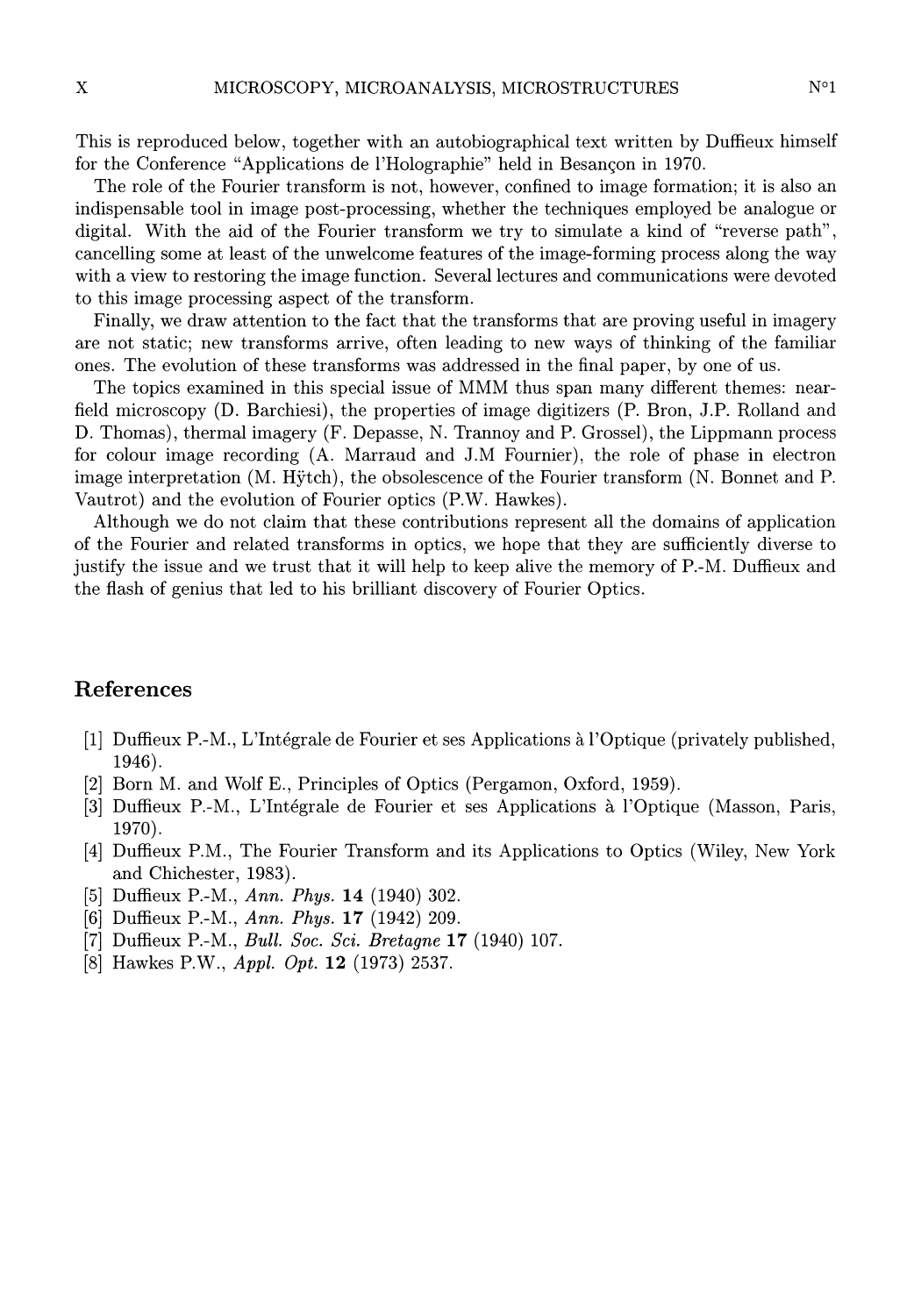This is reproduced below, together with an autobiographical text written by Duffieux himself for the Conference "Applications de l'Holographie" held in Besançon in 1970.

The role of the Fourier transform is not, however, confined to image formation; it is also an indispensable tool in image post-processing, whether the techniques employed be analogue or digital. With the aid of the Fourier transform we try to simulate a kind of "reverse path", cancelling some at least of the unwelcome features of the image-forming process along the way with a view to restoring the image function. Several lectures and communications were devoted to this image processing aspect of the transform.

Finally, we draw attention to the fact that the transforms that are proving useful in imagery are not static; new transforms arrive, often leading to new ways of thinking of the familiar ones. The evolution of these transforms was addressed in the final paper, by one of us.

The topics examined in this special issue of MMM thus span many different themes: near-field microscopy (D. Barchiesi), the properties of image digitizers (P. Bron, J.P. Rolland and D. Thomas), thermal imagery (F. Depasse, N. Trannoy and P. Grossel), the Lippmann process for colour image recording (A. Marraud and J.M Fournier), the role of phase in electron image interpretation (M. Hÿtch), the obsolescence of the Fourier transform (N. Bonnet and P. Vautrot) and the evolution of Fourier optics (P.W. Hawkes).

Although we do not claim that these contributions represent all the domains of application of the Fourier and related transforms in optics, we hope that they are sufficiently diverse to justify the issue and we trust that it will help to keep alive the memory of P.-M. Duffieux and the flash of genius that led to his brilliant discovery of Fourier Optics.

## References

[1] Duffieux P.-M., L'Intégrale de Fourier et ses Applications à l'Optique (privately published, 1946).

[2] Born M. and Wolf E., Principles of Optics (Pergamon, Oxford, 1959).

[3] Duffieux P.-M., L'Intégrale de Fourier et ses Applications à l'Optique (Masson, Paris, 1970).

[4] Duffieux P.M., The Fourier Transform and its Applications to Optics (Wiley, New York and Chichester, 1983).

[5] Duffieux P.-M., *Ann. Phys.* **14** (1940) 302.

[6] Duffieux P.-M., *Ann. Phys.* **17** (1942) 209.

[7] Duffieux P.-M., *Bull. Soc. Sci. Bretagne* **17** (1940) 107.

[8] Hawkes P.W., *Appl. Opt.* **12** (1973) 2537.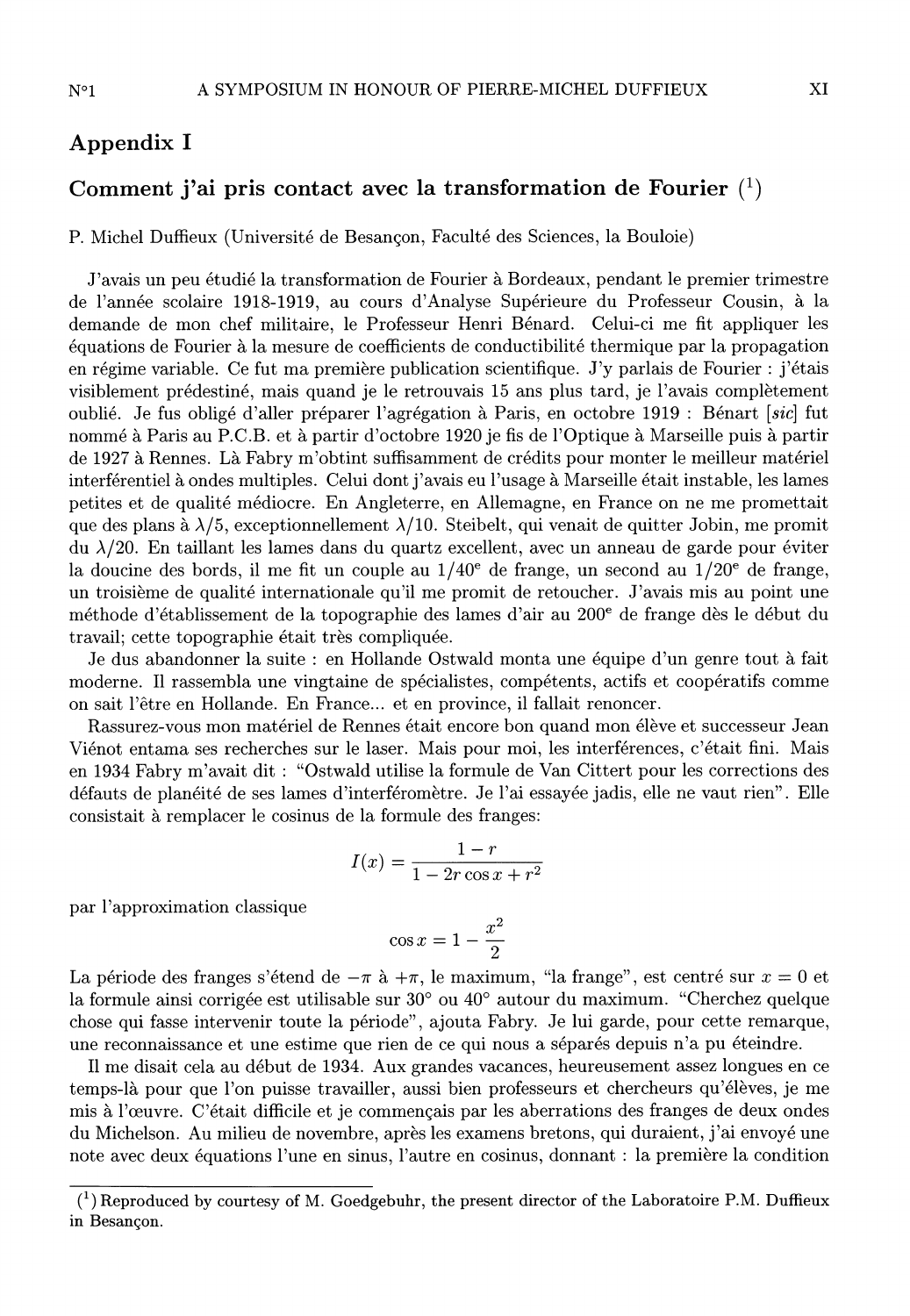## Appendix I

### Comment j'ai pris contact avec la transformation de Fourier [1]

P. Michel Duffieux (Université de Besançon, Faculté des Sciences, la Bouloie)

J'avais un peu étudié la transformation de Fourier à Bordeaux, pendant le premier trimestre de l'année scolaire 1918-1919, au cours d'Analyse Supérieure du Professeur Cousin, à la demande de mon chef militaire, le Professeur Henri Bénard. Celui-ci me fit appliquer les équations de Fourier à la mesure de coefficients de conductibilité thermique par la propagation en régime variable. Ce fut ma première publication scientifique. J'y parlais de Fourier : j'étais visiblement prédestiné, mais quand je le retrouvais 15 ans plus tard, je l'avais complètement oublié. Je fus obligé d'aller préparer l'agrégation à Paris, en octobre 1919 : Bénart [*sic*] fut nommé à Paris au P.C.B. et à partir d'octobre 1920 je fis de l'Optique à Marseille puis à partir de 1927 à Rennes. Là Fabry m'obtint suffisamment de crédits pour monter le meilleur matériel interférentiel à ondes multiples. Celui dont j'avais eu l'usage à Marseille était instable, les lames petites et de qualité médiocre. En Angleterre, en Allemagne, en France on ne me promettait que des plans à $\lambda/5$, exceptionnellement $\lambda/10$. Steibelt, qui venait de quitter Jobin, me promit du $\lambda/20$. En taillant les lames dans du quartz excellent, avec un anneau de garde pour éviter la doucine des bords, il me fit un couple au 1/40e de frange, un second au 1/20e de frange, un troisième de qualité internationale qu'il me promit de retoucher. J'avais mis au point une méthode d'établissement de la topographie des lames d'air au 200e de frange dès le début du travail; cette topographie était très compliquée.

Je dus abandonner la suite : en Hollande Ostwald monta une équipe d'un genre tout à fait moderne. Il rassembla une vingtaine de spécialistes, compétents, actifs et coopératifs comme on sait l'être en Hollande. En France... et en province, il fallait renoncer.

Rassurez-vous mon matériel de Rennes était encore bon quand mon élève et successeur Jean Viénot entama ses recherches sur le laser. Mais pour moi, les interférences, c'était fini. Mais en 1934 Fabry m'avait dit : "Ostwald utilise la formule de Van Cittert pour les corrections des défauts de planéité de ses lames d'interféromètre. Je l'ai essayée jadis, elle ne vaut rien". Elle consistait à remplacer le cosinus de la formule des franges:

$$I(x) = \frac{1-r}{1-2r\cos x + r^2}$$

par l'approximation classique

$$\cos x = 1 - \frac{x^2}{2}$$

La période des franges s'étend de $-\pi$ à $+\pi$, le maximum, "la frange", est centré sur $x = 0$ et la formule ainsi corrigée est utilisable sur 30° ou 40° autour du maximum. "Cherchez quelque chose qui fasse intervenir toute la période", ajouta Fabry. Je lui garde, pour cette remarque, une reconnaissance et une estime que rien de ce qui nous a séparés depuis n'a pu éteindre.

Il me disait cela au début de 1934. Aux grandes vacances, heureusement assez longues en ce temps-là pour que l'on puisse travailler, aussi bien professeurs et chercheurs qu'élèves, je me mis à l'œuvre. C'était difficile et je commençais par les aberrations des franges de deux ondes du Michelson. Au milieu de novembre, après les examens bretons, qui duraient, j'ai envoyé une note avec deux équations l'une en sinus, l'autre en cosinus, donnant : la première la condition

---

[1] Reproduced by courtesy of M. Goedgebuhr, the present director of the Laboratoire P.M. Duffieux in Besançon.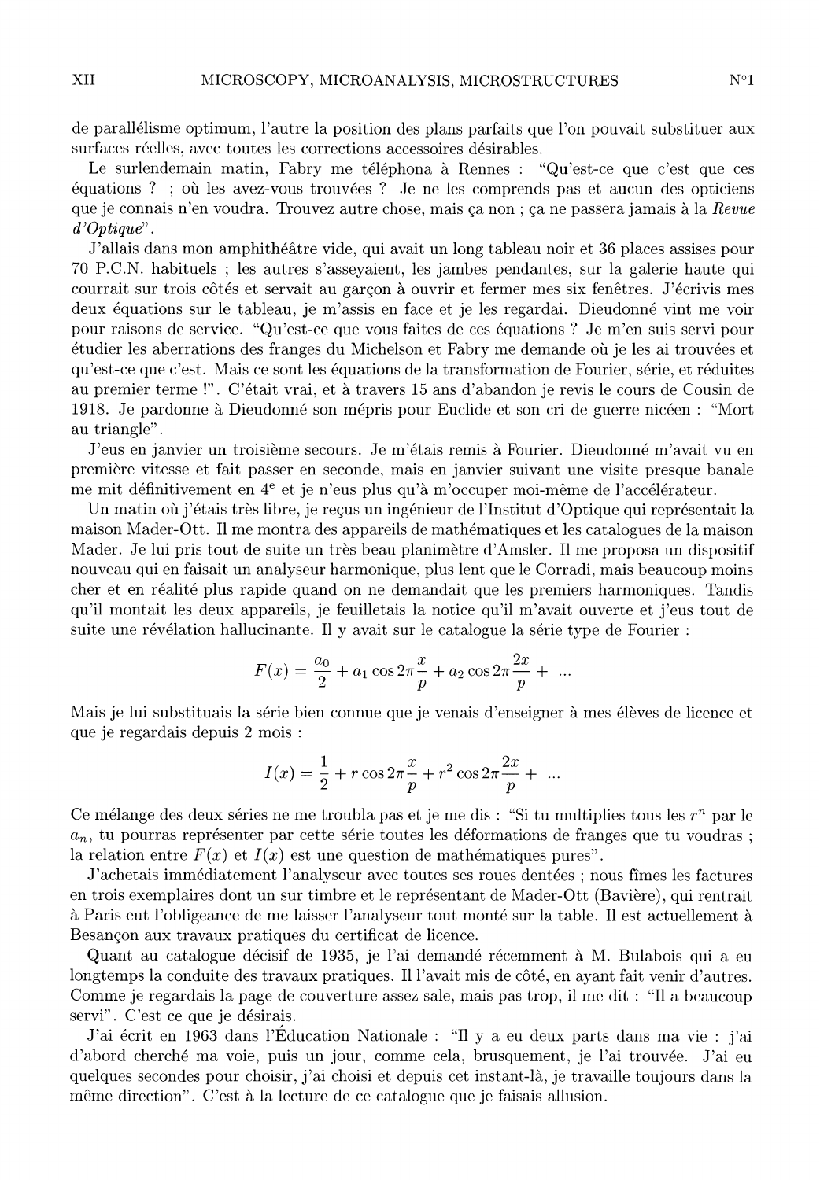de parallélisme optimum, l'autre la position des plans parfaits que l'on pouvait substituer aux surfaces réelles, avec toutes les corrections accessoires désirables.

Le surlendemain matin, Fabry me téléphona à Rennes : "Qu'est-ce que c'est que ces équations ? ; où les avez-vous trouvées ? Je ne les comprends pas et aucun des opticiens que je connais n'en voudra. Trouvez autre chose, mais ça non ; ça ne passera jamais à la *Revue d'Optique*".

J'allais dans mon amphithéâtre vide, qui avait un long tableau noir et 36 places assises pour 70 P.C.N. habituels ; les autres s'asseyaient, les jambes pendantes, sur la galerie haute qui courrait sur trois côtés et servait au garçon à ouvrir et fermer mes six fenêtres. J'écrivis mes deux équations sur le tableau, je m'assis en face et je les regardai. Dieudonné vint me voir pour raisons de service. "Qu'est-ce que vous faites de ces équations ? Je m'en suis servi pour étudier les aberrations des franges du Michelson et Fabry me demande où je les ai trouvées et qu'est-ce que c'est. Mais ce sont les équations de la transformation de Fourier, série, et réduites au premier terme !". C'était vrai, et à travers 15 ans d'abandon je revis le cours de Cousin de 1918. Je pardonne à Dieudonné son mépris pour Euclide et son cri de guerre nicéen : "Mort au triangle".

J'eus en janvier un troisième secours. Je m'étais remis à Fourier. Dieudonné m'avait vu en première vitesse et fait passer en seconde, mais en janvier suivant une visite presque banale me mit définitivement en 4e et je n'eus plus qu'à m'occuper moi-même de l'accélérateur.

Un matin où j'étais très libre, je reçus un ingénieur de l'Institut d'Optique qui représentait la maison Mader-Ott. Il me montra des appareils de mathématiques et les catalogues de la maison Mader. Je lui pris tout de suite un très beau planimètre d'Amsler. Il me proposa un dispositif nouveau qui en faisait un analyseur harmonique, plus lent que le Corradi, mais beaucoup moins cher et en réalité plus rapide quand on ne demandait que les premiers harmoniques. Tandis qu'il montait les deux appareils, je feuilletais la notice qu'il m'avait ouverte et j'eus tout de suite une révélation hallucinante. Il y avait sur le catalogue la série type de Fourier :

$$F(x) = \frac{a_0}{2} + a_1 \cos 2\pi \frac{x}{p} + a_2 \cos 2\pi \frac{2x}{p} + \ ...$$

Mais je lui substituais la série bien connue que je venais d'enseigner à mes élèves de licence et que je regardais depuis 2 mois :

$$I(x) = \frac{1}{2} + r \cos 2\pi \frac{x}{p} + r^2 \cos 2\pi \frac{2x}{p} + \ ...$$

Ce mélange des deux séries ne me troubla pas et je me dis : "Si tu multiplies tous les $r^n$ par le $a_n$, tu pourras représenter par cette série toutes les déformations de franges que tu voudras ; la relation entre $F(x)$ et $I(x)$ est une question de mathématiques pures".

J'achetais immédiatement l'analyseur avec toutes ses roues dentées ; nous fîmes les factures en trois exemplaires dont un sur timbre et le représentant de Mader-Ott (Bavière), qui rentrait à Paris eut l'obligeance de me laisser l'analyseur tout monté sur la table. Il est actuellement à Besançon aux travaux pratiques du certificat de licence.

Quant au catalogue décisif de 1935, je l'ai demandé récemment à M. Bulabois qui a eu longtemps la conduite des travaux pratiques. Il l'avait mis de côté, en ayant fait venir d'autres. Comme je regardais la page de couverture assez sale, mais pas trop, il me dit : "Il a beaucoup servi". C'est ce que je désirais.

J'ai écrit en 1963 dans l'Éducation Nationale : "Il y a eu deux parts dans ma vie : j'ai d'abord cherché ma voie, puis un jour, comme cela, brusquement, je l'ai trouvée. J'ai eu quelques secondes pour choisir, j'ai choisi et depuis cet instant-là, je travaille toujours dans la même direction". C'est à la lecture de ce catalogue que je faisais allusion.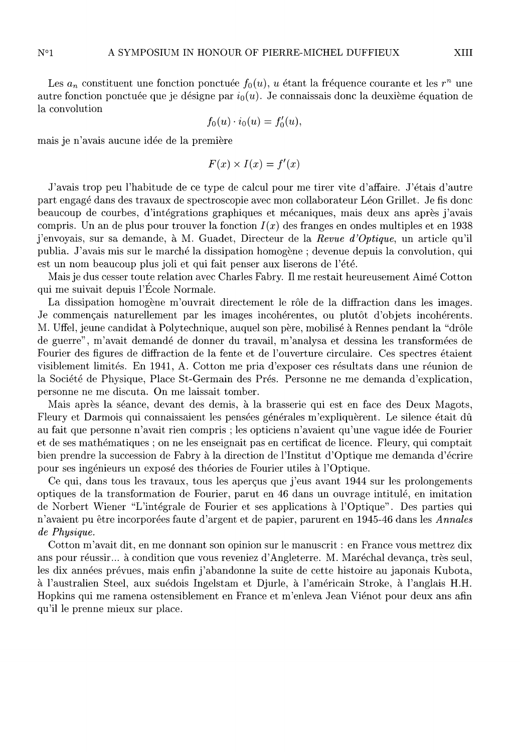Les $a_n$ constituent une fonction ponctuée $f_0(u)$, $u$ étant la fréquence courante et les $r^n$ une autre fonction ponctuée que je désigne par $i_0(u)$. Je connaissais donc la deuxième équation de la convolution

$$f_0(u) \cdot i_0(u) = f_0'(u),$$

mais je n'avais aucune idée de la première

$$F(x) \times I(x) = f'(x)$$

J'avais trop peu l'habitude de ce type de calcul pour me tirer vite d'affaire. J'étais d'autre part engagé dans des travaux de spectroscopie avec mon collaborateur Léon Grillet. Je fis donc beaucoup de courbes, d'intégrations graphiques et mécaniques, mais deux ans après j'avais compris. Un an de plus pour trouver la fonction $I(x)$ des franges en ondes multiples et en 1938 j'envoyais, sur sa demande, à M. Guadet, Directeur de la *Revue d'Optique*, un article qu'il publia. J'avais mis sur le marché la dissipation homogène ; devenue depuis la convolution, qui est un nom beaucoup plus joli et qui fait penser aux liserons de l'été.

Mais je dus cesser toute relation avec Charles Fabry. Il me restait heureusement Aimé Cotton qui me suivait depuis l'École Normale.

La dissipation homogène m'ouvrait directement le rôle de la diffraction dans les images. Je commençais naturellement par les images incohérentes, ou plutôt d'objets incohérents. M. Uffel, jeune candidat à Polytechnique, auquel son père, mobilisé à Rennes pendant la "drôle de guerre", m'avait demandé de donner du travail, m'analysa et dessina les transformées de Fourier des figures de diffraction de la fente et de l'ouverture circulaire. Ces spectres étaient visiblement limités. En 1941, A. Cotton me pria d'exposer ces résultats dans une réunion de la Société de Physique, Place St-Germain des Prés. Personne ne me demanda d'explication, personne ne me discuta. On me laissait tomber.

Mais après la séance, devant des demis, à la brasserie qui est en face des Deux Magots, Fleury et Darmois qui connaissaient les pensées générales m'expliquèrent. Le silence était dû au fait que personne n'avait rien compris ; les opticiens n'avaient qu'une vague idée de Fourier et de ses mathématiques ; on ne les enseignait pas en certificat de licence. Fleury, qui comptait bien prendre la succession de Fabry à la direction de l'Institut d'Optique me demanda d'écrire pour ses ingénieurs un exposé des théories de Fourier utiles à l'Optique.

Ce qui, dans tous les travaux, tous les aperçus que j'eus avant 1944 sur les prolongements optiques de la transformation de Fourier, parut en 46 dans un ouvrage intitulé, en imitation de Norbert Wiener "L'intégrale de Fourier et ses applications à l'Optique". Des parties qui n'avaient pu être incorporées faute d'argent et de papier, parurent en 1945-46 dans les *Annales de Physique*.

Cotton m'avait dit, en me donnant son opinion sur le manuscrit : en France vous mettrez dix ans pour réussir... à condition que vous reveniez d'Angleterre. M. Maréchal devança, très seul, les dix années prévues, mais enfin j'abandonne la suite de cette histoire au japonais Kubota, à l'australien Steel, aux suédois Ingelstam et Djurle, à l'américain Stroke, à l'anglais H.H. Hopkins qui me ramena ostensiblement en France et m'enleva Jean Viénot pour deux ans afin qu'il le prenne mieux sur place.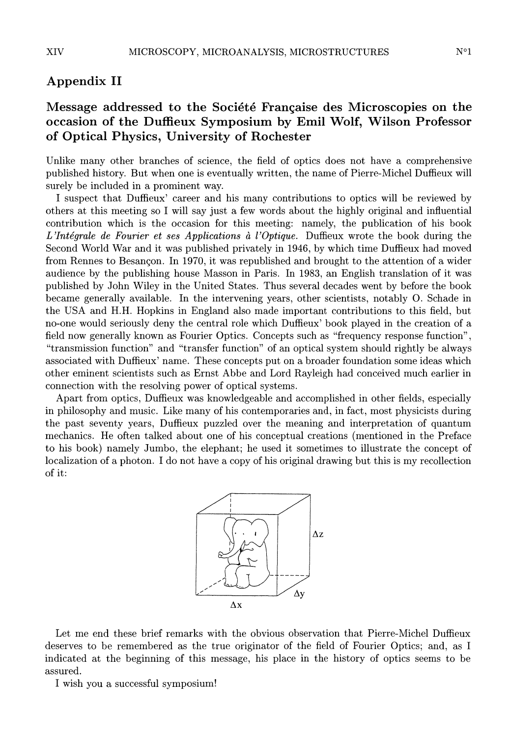## Appendix II

## Message addressed to the Société Française des Microscopies on the occasion of the Duffieux Symposium by Emil Wolf, Wilson Professor of Optical Physics, University of Rochester

Unlike many other branches of science, the field of optics does not have a comprehensive published history. But when one is eventually written, the name of Pierre-Michel Duffieux will surely be included in a prominent way.

I suspect that Duffieux' career and his many contributions to optics will be reviewed by others at this meeting so I will say just a few words about the highly original and influential contribution which is the occasion for this meeting: namely, the publication of his book *L'Intégrale de Fourier et ses Applications à l'Optique*. Duffieux wrote the book during the Second World War and it was published privately in 1946, by which time Duffieux had moved from Rennes to Besançon. In 1970, it was republished and brought to the attention of a wider audience by the publishing house Masson in Paris. In 1983, an English translation of it was published by John Wiley in the United States. Thus several decades went by before the book became generally available. In the intervening years, other scientists, notably O. Schade in the USA and H.H. Hopkins in England also made important contributions to this field, but no-one would seriously deny the central role which Duffieux' book played in the creation of a field now generally known as Fourier Optics. Concepts such as "frequency response function", "transmission function" and "transfer function" of an optical system should rightly be always associated with Duffieux' name. These concepts put on a broader foundation some ideas which other eminent scientists such as Ernst Abbe and Lord Rayleigh had conceived much earlier in connection with the resolving power of optical systems.

Apart from optics, Duffieux was knowledgeable and accomplished in other fields, especially in philosophy and music. Like many of his contemporaries and, in fact, most physicists during the past seventy years, Duffieux puzzled over the meaning and interpretation of quantum mechanics. He often talked about one of his conceptual creations (mentioned in the Preface to his book) namely Jumbo, the elephant; he used it sometimes to illustrate the concept of localization of a photon. I do not have a copy of his original drawing but this is my recollection of it:

$\Delta z$

$\Delta y$

$\Delta x$

Let me end these brief remarks with the obvious observation that Pierre-Michel Duffieux deserves to be remembered as the true originator of the field of Fourier Optics; and, as I indicated at the beginning of this message, his place in the history of optics seems to be assured.

I wish you a successful symposium!